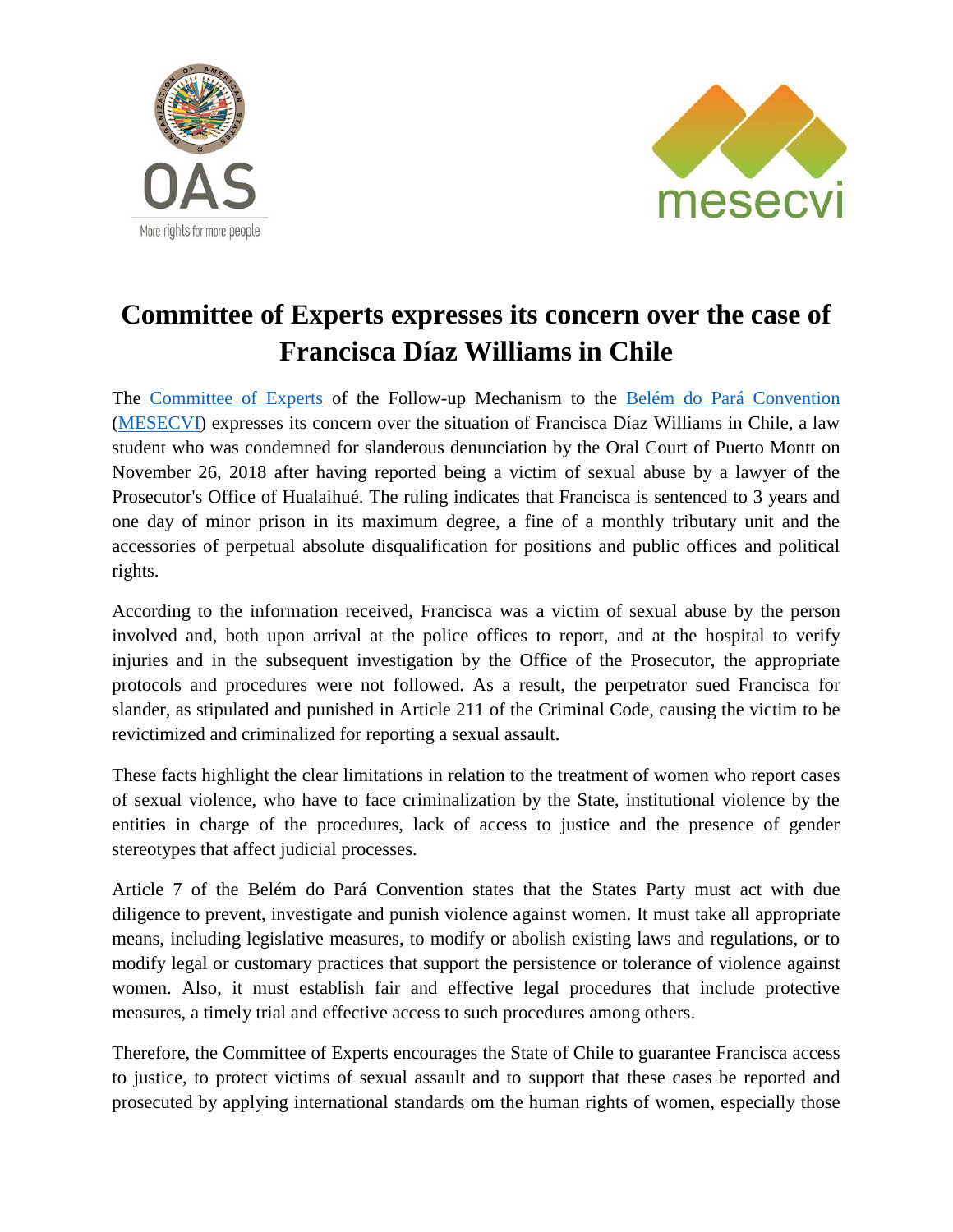# Committee of Experts expresses its concern over the case of Francisca Díaz Williams in Chile

The Committee of Experts of the Follow-up Mechanism to the Belém do Pará Convention (MESECVI) expresses its concern over the situation of Francisca Díaz Williams in Chile, a law student who was condemned for slanderous denunciation by the Oral Court of Puerto Montt on November 26, 2018 after having reported being a victim of sexual abuse by a lawyer of the Prosecutor's Office of Hualaihué. The ruling indicates that Francisca is sentenced to 3 years and one day of minor prison in its maximum degree, a fine of a monthly tributary unit and the accessories of perpetual absolute disqualification for positions and public offices and political rights.

According to the information received, Francisca was a victim of sexual abuse by the person involved and, both upon arrival at the police offices to report, and at the hospital to verify injuries and in the subsequent investigation by the Office of the Prosecutor, the appropriate protocols and procedures were not followed. As a result, the perpetrator sued Francisca for slander, as stipulated and punished in Article 211 of the Criminal Code, causing the victim to be revictimized and criminalized for reporting a sexual assault.

These facts highlight the clear limitations in relation to the treatment of women who report cases of sexual violence, who have to face criminalization by the State, institutional violence by the entities in charge of the procedures, lack of access to justice and the presence of gender stereotypes that affect judicial processes.

Article 7 of the Belém do Pará Convention states that the States Party must act with due diligence to prevent, investigate and punish violence against women. It must take all appropriate means, including legislative measures, to modify or abolish existing laws and regulations, or to modify legal or customary practices that support the persistence or tolerance of violence against women. Also, it must establish fair and effective legal procedures that include protective measures, a timely trial and effective access to such procedures among others.

Therefore, the Committee of Experts encourages the State of Chile to guarantee Francisca access to justice, to protect victims of sexual assault and to support that these cases be reported and prosecuted by applying international standards om the human rights of women, especially those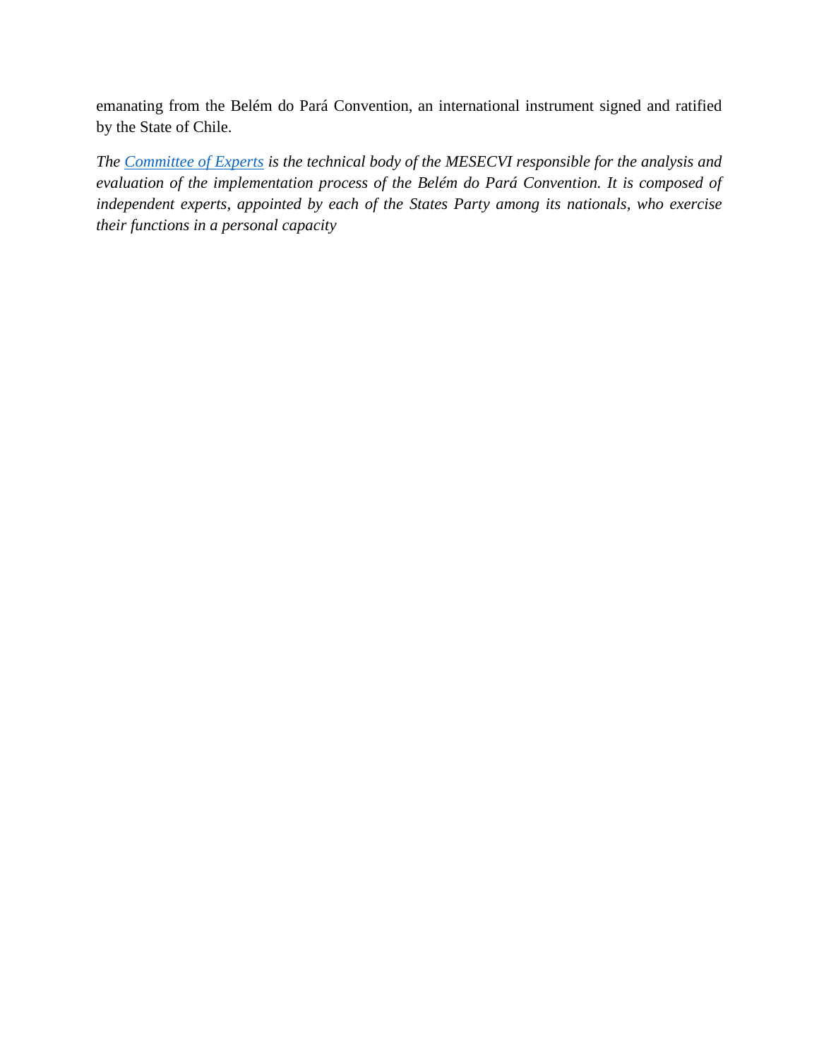emanating from the Belém do Pará Convention, an international instrument signed and ratified by the State of Chile.

*The Committee of Experts is the technical body of the MESECVI responsible for the analysis and evaluation of the implementation process of the Belém do Pará Convention. It is composed of independent experts, appointed by each of the States Party among its nationals, who exercise their functions in a personal capacity*